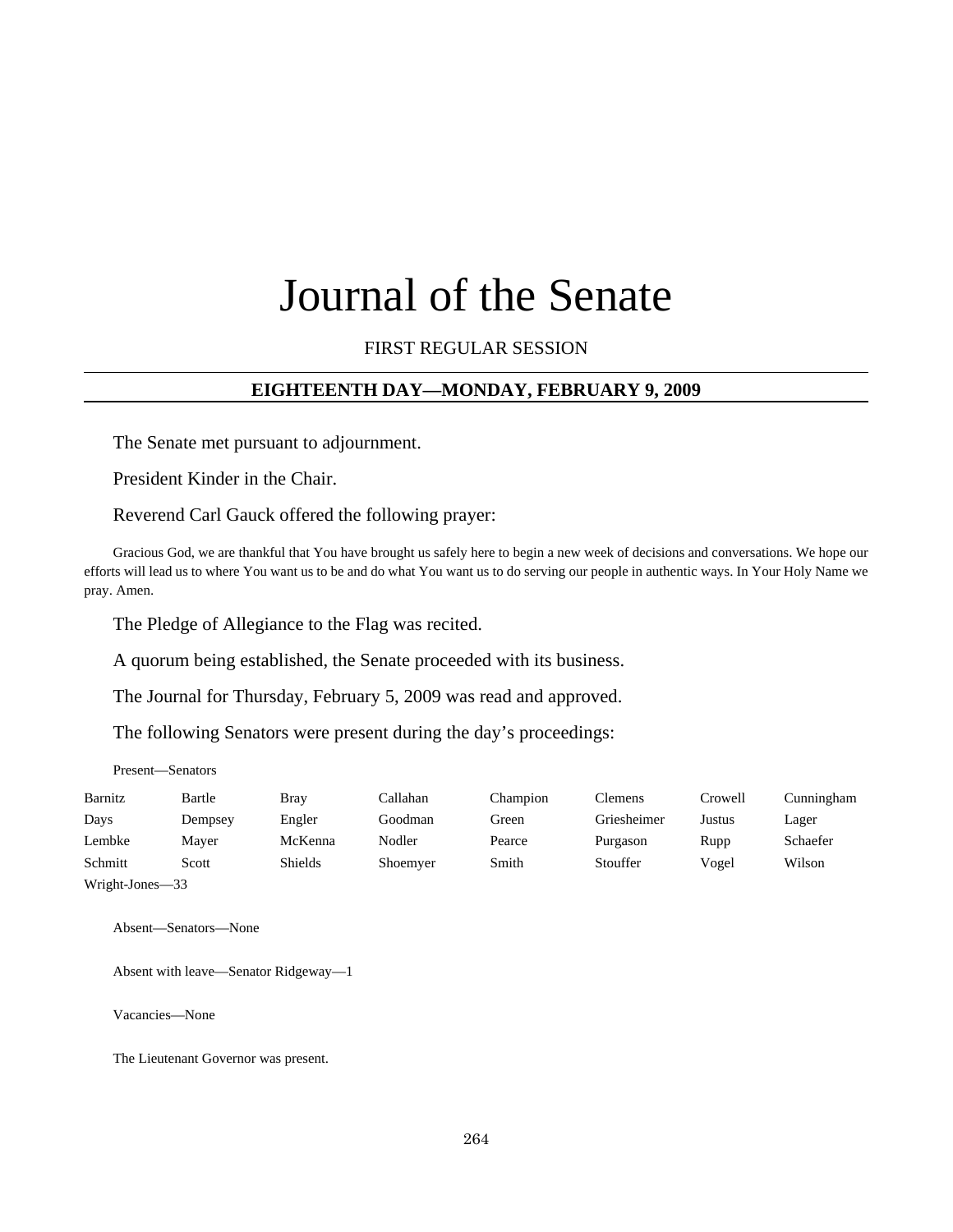# Journal of the Senate

FIRST REGULAR SESSION

## EIGHTEENTH DAY—MONDAY, FEBRUARY 9, 2009

The Senate met pursuant to adjournment.

President Kinder in the Chair.

Reverend Carl Gauck offered the following prayer:

Gracious God, we are thankful that You have brought us safely here to begin a new week of decisions and conversations. We hope our efforts will lead us to where You want us to be and do what You want us to do serving our people in authentic ways. In Your Holy Name we pray. Amen.

The Pledge of Allegiance to the Flag was recited.

A quorum being established, the Senate proceeded with its business.

The Journal for Thursday, February 5, 2009 was read and approved.

The following Senators were present during the day's proceedings:

Present—Senators

| | | | | | | | |
|---|---|---|---|---|---|---|---|
| Barnitz | Bartle | Bray | Callahan | Champion | Clemens | Crowell | Cunningham |
| Days | Dempsey | Engler | Goodman | Green | Griesheimer | Justus | Lager |
| Lembke | Mayer | McKenna | Nodler | Pearce | Purgason | Rupp | Schaefer |
| Schmitt | Scott | Shields | Shoemyer | Smith | Stouffer | Vogel | Wilson |
| Wright-Jones—33 | | | | | | | |

Absent—Senators—None

Absent with leave—Senator Ridgeway—1

Vacancies—None

The Lieutenant Governor was present.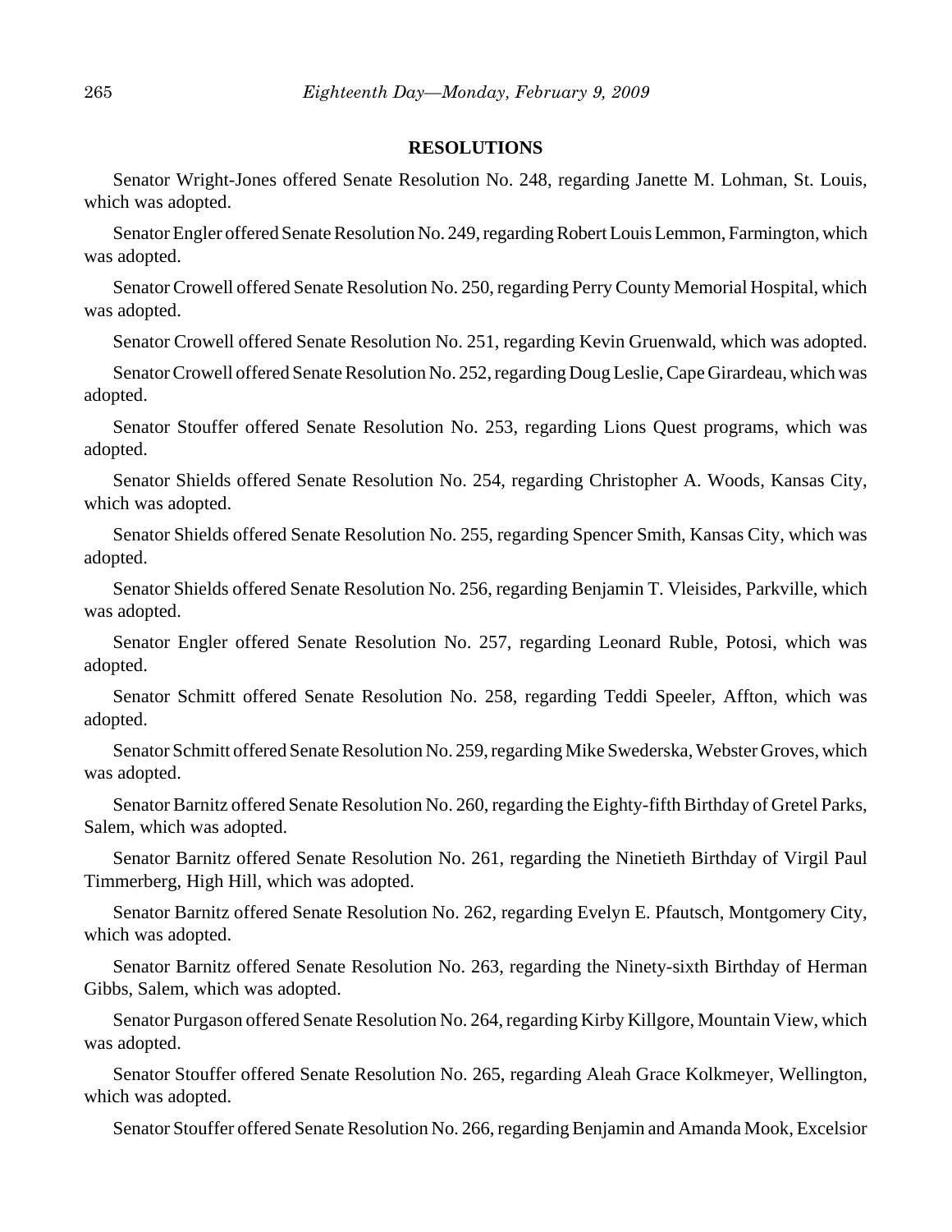## RESOLUTIONS

Senator Wright-Jones offered Senate Resolution No. 248, regarding Janette M. Lohman, St. Louis, which was adopted.

Senator Engler offered Senate Resolution No. 249, regarding Robert Louis Lemmon, Farmington, which was adopted.

Senator Crowell offered Senate Resolution No. 250, regarding Perry County Memorial Hospital, which was adopted.

Senator Crowell offered Senate Resolution No. 251, regarding Kevin Gruenwald, which was adopted.

Senator Crowell offered Senate Resolution No. 252, regarding Doug Leslie, Cape Girardeau, which was adopted.

Senator Stouffer offered Senate Resolution No. 253, regarding Lions Quest programs, which was adopted.

Senator Shields offered Senate Resolution No. 254, regarding Christopher A. Woods, Kansas City, which was adopted.

Senator Shields offered Senate Resolution No. 255, regarding Spencer Smith, Kansas City, which was adopted.

Senator Shields offered Senate Resolution No. 256, regarding Benjamin T. Vleisides, Parkville, which was adopted.

Senator Engler offered Senate Resolution No. 257, regarding Leonard Ruble, Potosi, which was adopted.

Senator Schmitt offered Senate Resolution No. 258, regarding Teddi Speeler, Affton, which was adopted.

Senator Schmitt offered Senate Resolution No. 259, regarding Mike Swederska, Webster Groves, which was adopted.

Senator Barnitz offered Senate Resolution No. 260, regarding the Eighty-fifth Birthday of Gretel Parks, Salem, which was adopted.

Senator Barnitz offered Senate Resolution No. 261, regarding the Ninetieth Birthday of Virgil Paul Timmerberg, High Hill, which was adopted.

Senator Barnitz offered Senate Resolution No. 262, regarding Evelyn E. Pfautsch, Montgomery City, which was adopted.

Senator Barnitz offered Senate Resolution No. 263, regarding the Ninety-sixth Birthday of Herman Gibbs, Salem, which was adopted.

Senator Purgason offered Senate Resolution No. 264, regarding Kirby Killgore, Mountain View, which was adopted.

Senator Stouffer offered Senate Resolution No. 265, regarding Aleah Grace Kolkmeyer, Wellington, which was adopted.

Senator Stouffer offered Senate Resolution No. 266, regarding Benjamin and Amanda Mook, Excelsior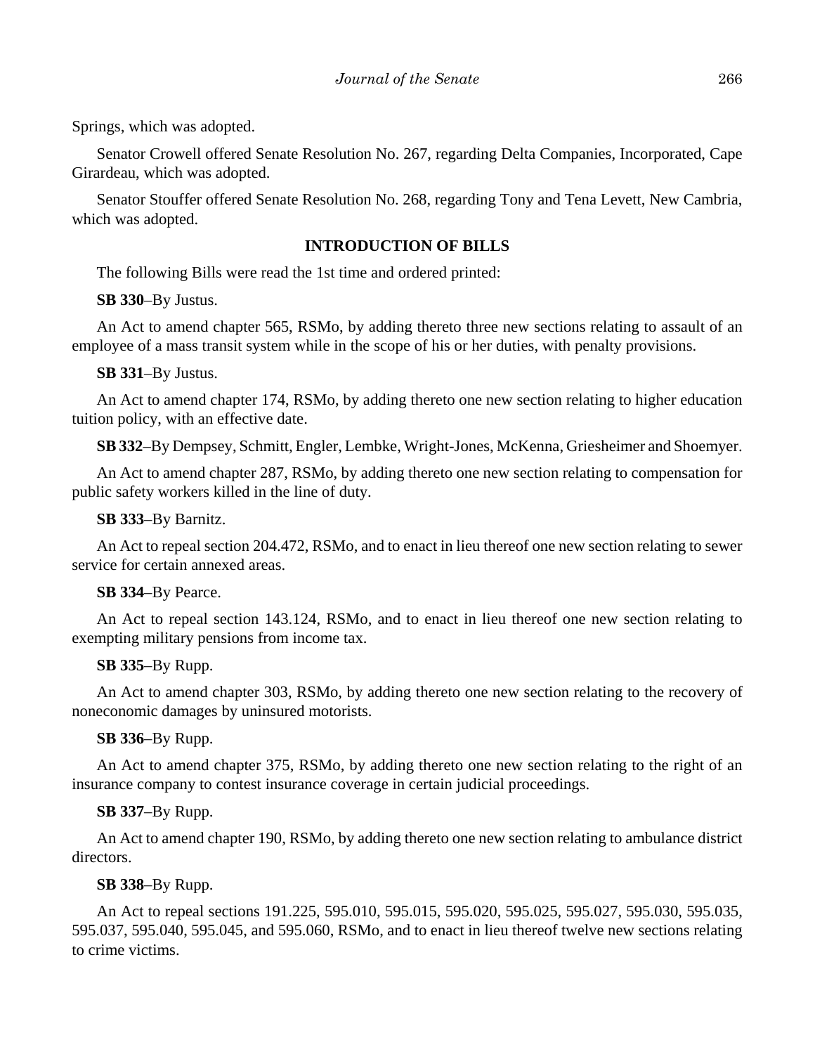Springs, which was adopted.

Senator Crowell offered Senate Resolution No. 267, regarding Delta Companies, Incorporated, Cape Girardeau, which was adopted.

Senator Stouffer offered Senate Resolution No. 268, regarding Tony and Tena Levett, New Cambria, which was adopted.

## INTRODUCTION OF BILLS

The following Bills were read the 1st time and ordered printed:

**SB 330**–By Justus.

An Act to amend chapter 565, RSMo, by adding thereto three new sections relating to assault of an employee of a mass transit system while in the scope of his or her duties, with penalty provisions.

**SB 331**–By Justus.

An Act to amend chapter 174, RSMo, by adding thereto one new section relating to higher education tuition policy, with an effective date.

**SB 332**–By Dempsey, Schmitt, Engler, Lembke, Wright-Jones, McKenna, Griesheimer and Shoemyer.

An Act to amend chapter 287, RSMo, by adding thereto one new section relating to compensation for public safety workers killed in the line of duty.

**SB 333**–By Barnitz.

An Act to repeal section 204.472, RSMo, and to enact in lieu thereof one new section relating to sewer service for certain annexed areas.

**SB 334**–By Pearce.

An Act to repeal section 143.124, RSMo, and to enact in lieu thereof one new section relating to exempting military pensions from income tax.

**SB 335**–By Rupp.

An Act to amend chapter 303, RSMo, by adding thereto one new section relating to the recovery of noneconomic damages by uninsured motorists.

**SB 336**–By Rupp.

An Act to amend chapter 375, RSMo, by adding thereto one new section relating to the right of an insurance company to contest insurance coverage in certain judicial proceedings.

**SB 337**–By Rupp.

An Act to amend chapter 190, RSMo, by adding thereto one new section relating to ambulance district directors.

**SB 338**–By Rupp.

An Act to repeal sections 191.225, 595.010, 595.015, 595.020, 595.025, 595.027, 595.030, 595.035, 595.037, 595.040, 595.045, and 595.060, RSMo, and to enact in lieu thereof twelve new sections relating to crime victims.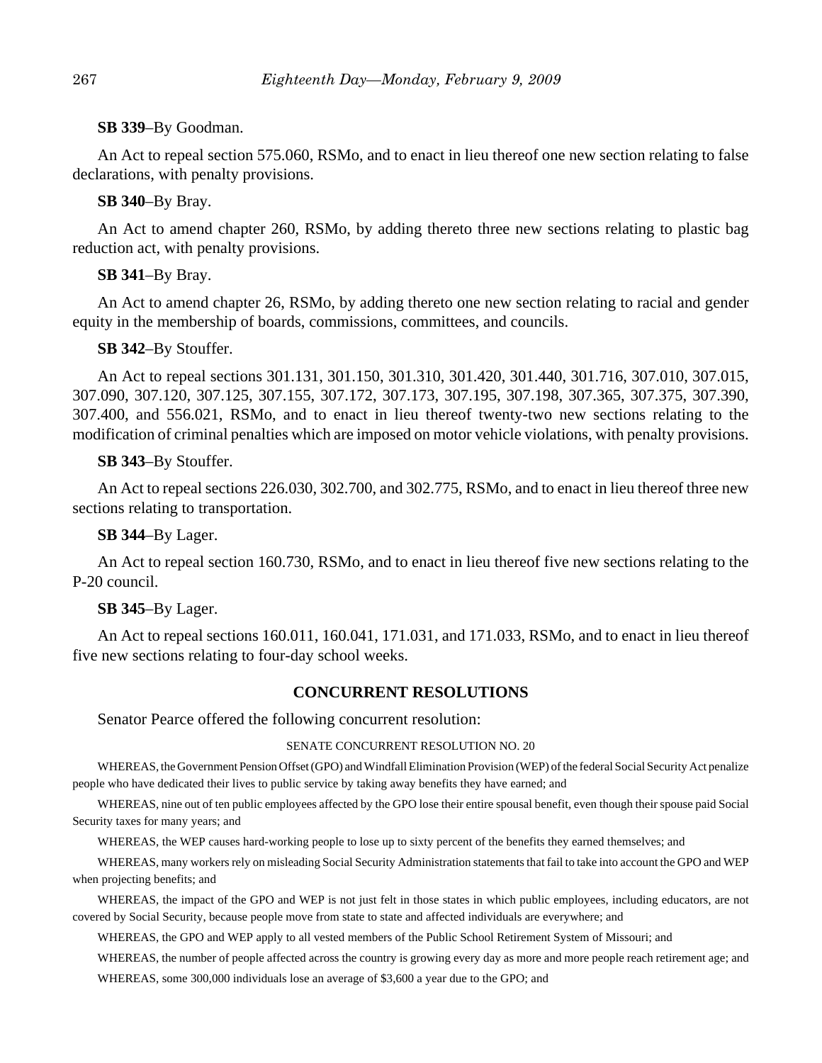**SB 339**–By Goodman.

An Act to repeal section 575.060, RSMo, and to enact in lieu thereof one new section relating to false declarations, with penalty provisions.

**SB 340**–By Bray.

An Act to amend chapter 260, RSMo, by adding thereto three new sections relating to plastic bag reduction act, with penalty provisions.

**SB 341**–By Bray.

An Act to amend chapter 26, RSMo, by adding thereto one new section relating to racial and gender equity in the membership of boards, commissions, committees, and councils.

**SB 342**–By Stouffer.

An Act to repeal sections 301.131, 301.150, 301.310, 301.420, 301.440, 301.716, 307.010, 307.015, 307.090, 307.120, 307.125, 307.155, 307.172, 307.173, 307.195, 307.198, 307.365, 307.375, 307.390, 307.400, and 556.021, RSMo, and to enact in lieu thereof twenty-two new sections relating to the modification of criminal penalties which are imposed on motor vehicle violations, with penalty provisions.

**SB 343**–By Stouffer.

An Act to repeal sections 226.030, 302.700, and 302.775, RSMo, and to enact in lieu thereof three new sections relating to transportation.

**SB 344**–By Lager.

An Act to repeal section 160.730, RSMo, and to enact in lieu thereof five new sections relating to the P-20 council.

**SB 345**–By Lager.

An Act to repeal sections 160.011, 160.041, 171.031, and 171.033, RSMo, and to enact in lieu thereof five new sections relating to four-day school weeks.

## CONCURRENT RESOLUTIONS

Senator Pearce offered the following concurrent resolution:

SENATE CONCURRENT RESOLUTION NO. 20

WHEREAS, the Government Pension Offset (GPO) and Windfall Elimination Provision (WEP) of the federal Social Security Act penalize people who have dedicated their lives to public service by taking away benefits they have earned; and

WHEREAS, nine out of ten public employees affected by the GPO lose their entire spousal benefit, even though their spouse paid Social Security taxes for many years; and

WHEREAS, the WEP causes hard-working people to lose up to sixty percent of the benefits they earned themselves; and

WHEREAS, many workers rely on misleading Social Security Administration statements that fail to take into account the GPO and WEP when projecting benefits; and

WHEREAS, the impact of the GPO and WEP is not just felt in those states in which public employees, including educators, are not covered by Social Security, because people move from state to state and affected individuals are everywhere; and

WHEREAS, the GPO and WEP apply to all vested members of the Public School Retirement System of Missouri; and

WHEREAS, the number of people affected across the country is growing every day as more and more people reach retirement age; and

WHEREAS, some 300,000 individuals lose an average of $3,600 a year due to the GPO; and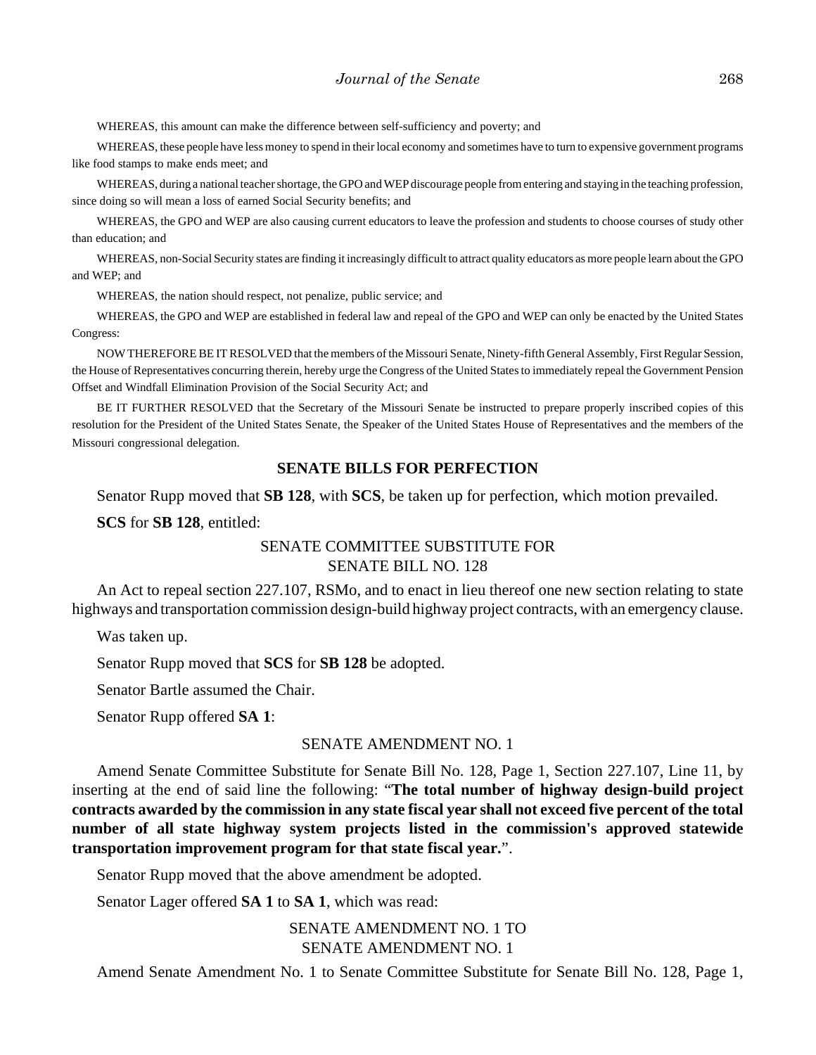WHEREAS, this amount can make the difference between self-sufficiency and poverty; and

WHEREAS, these people have less money to spend in their local economy and sometimes have to turn to expensive government programs like food stamps to make ends meet; and

WHEREAS, during a national teacher shortage, the GPO and WEP discourage people from entering and staying in the teaching profession, since doing so will mean a loss of earned Social Security benefits; and

WHEREAS, the GPO and WEP are also causing current educators to leave the profession and students to choose courses of study other than education; and

WHEREAS, non-Social Security states are finding it increasingly difficult to attract quality educators as more people learn about the GPO and WEP; and

WHEREAS, the nation should respect, not penalize, public service; and

WHEREAS, the GPO and WEP are established in federal law and repeal of the GPO and WEP can only be enacted by the United States Congress:

NOW THEREFORE BE IT RESOLVED that the members of the Missouri Senate, Ninety-fifth General Assembly, First Regular Session, the House of Representatives concurring therein, hereby urge the Congress of the United States to immediately repeal the Government Pension Offset and Windfall Elimination Provision of the Social Security Act; and

BE IT FURTHER RESOLVED that the Secretary of the Missouri Senate be instructed to prepare properly inscribed copies of this resolution for the President of the United States Senate, the Speaker of the United States House of Representatives and the members of the Missouri congressional delegation.

## SENATE BILLS FOR PERFECTION

Senator Rupp moved that **SB 128**, with **SCS**, be taken up for perfection, which motion prevailed.

**SCS** for **SB 128**, entitled:

SENATE COMMITTEE SUBSTITUTE FOR
SENATE BILL NO. 128

An Act to repeal section 227.107, RSMo, and to enact in lieu thereof one new section relating to state highways and transportation commission design-build highway project contracts, with an emergency clause.

Was taken up.

Senator Rupp moved that **SCS** for **SB 128** be adopted.

Senator Bartle assumed the Chair.

Senator Rupp offered **SA 1**:

SENATE AMENDMENT NO. 1

Amend Senate Committee Substitute for Senate Bill No. 128, Page 1, Section 227.107, Line 11, by inserting at the end of said line the following: "**The total number of highway design-build project contracts awarded by the commission in any state fiscal year shall not exceed five percent of the total number of all state highway system projects listed in the commission's approved statewide transportation improvement program for that state fiscal year.**".

Senator Rupp moved that the above amendment be adopted.

Senator Lager offered **SA 1** to **SA 1**, which was read:

SENATE AMENDMENT NO. 1 TO
SENATE AMENDMENT NO. 1

Amend Senate Amendment No. 1 to Senate Committee Substitute for Senate Bill No. 128, Page 1,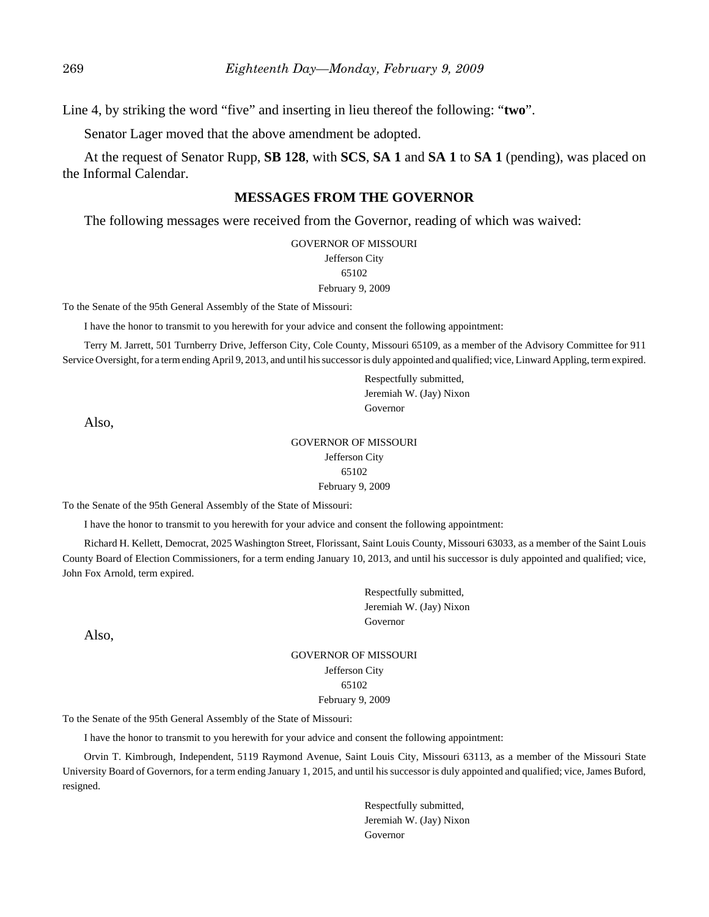Line 4, by striking the word “five” and inserting in lieu thereof the following: “**two**”.

Senator Lager moved that the above amendment be adopted.

At the request of Senator Rupp, **SB 128**, with **SCS**, **SA 1** and **SA 1** to **SA 1** (pending), was placed on the Informal Calendar.

## MESSAGES FROM THE GOVERNOR

The following messages were received from the Governor, reading of which was waived:

GOVERNOR OF MISSOURI
Jefferson City
65102
February 9, 2009

To the Senate of the 95th General Assembly of the State of Missouri:

I have the honor to transmit to you herewith for your advice and consent the following appointment:

Terry M. Jarrett, 501 Turnberry Drive, Jefferson City, Cole County, Missouri 65109, as a member of the Advisory Committee for 911 Service Oversight, for a term ending April 9, 2013, and until his successor is duly appointed and qualified; vice, Linward Appling, term expired.

Respectfully submitted,
Jeremiah W. (Jay) Nixon
Governor

Also,

GOVERNOR OF MISSOURI
Jefferson City
65102
February 9, 2009

To the Senate of the 95th General Assembly of the State of Missouri:

I have the honor to transmit to you herewith for your advice and consent the following appointment:

Richard H. Kellett, Democrat, 2025 Washington Street, Florissant, Saint Louis County, Missouri 63033, as a member of the Saint Louis County Board of Election Commissioners, for a term ending January 10, 2013, and until his successor is duly appointed and qualified; vice, John Fox Arnold, term expired.

Respectfully submitted,
Jeremiah W. (Jay) Nixon
Governor

Also,

GOVERNOR OF MISSOURI
Jefferson City
65102
February 9, 2009

To the Senate of the 95th General Assembly of the State of Missouri:

I have the honor to transmit to you herewith for your advice and consent the following appointment:

Orvin T. Kimbrough, Independent, 5119 Raymond Avenue, Saint Louis City, Missouri 63113, as a member of the Missouri State University Board of Governors, for a term ending January 1, 2015, and until his successor is duly appointed and qualified; vice, James Buford, resigned.

Respectfully submitted,
Jeremiah W. (Jay) Nixon
Governor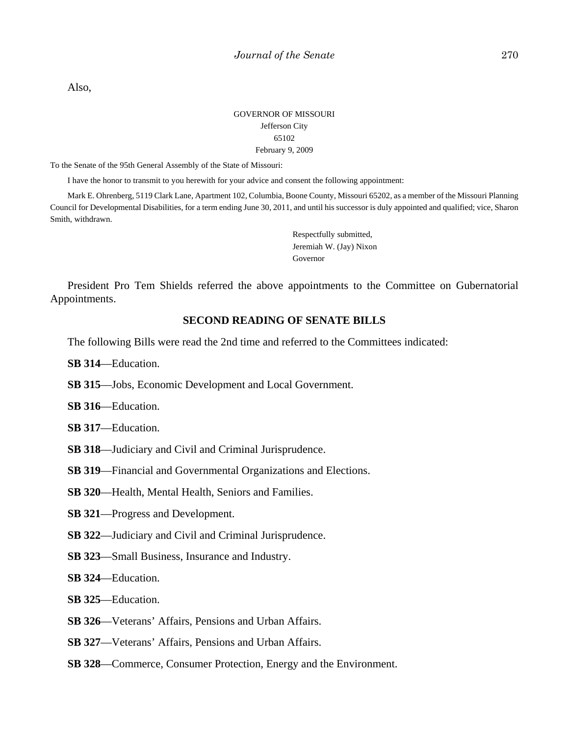Also,

GOVERNOR OF MISSOURI
Jefferson City
65102
February 9, 2009

To the Senate of the 95th General Assembly of the State of Missouri:

I have the honor to transmit to you herewith for your advice and consent the following appointment:

Mark E. Ohrenberg, 5119 Clark Lane, Apartment 102, Columbia, Boone County, Missouri 65202, as a member of the Missouri Planning Council for Developmental Disabilities, for a term ending June 30, 2011, and until his successor is duly appointed and qualified; vice, Sharon Smith, withdrawn.

Respectfully submitted,
Jeremiah W. (Jay) Nixon
Governor

President Pro Tem Shields referred the above appointments to the Committee on Gubernatorial Appointments.

## SECOND READING OF SENATE BILLS

The following Bills were read the 2nd time and referred to the Committees indicated:

**SB 314**—Education.

**SB 315**—Jobs, Economic Development and Local Government.

**SB 316**—Education.

**SB 317**—Education.

**SB 318**—Judiciary and Civil and Criminal Jurisprudence.

**SB 319**—Financial and Governmental Organizations and Elections.

**SB 320**—Health, Mental Health, Seniors and Families.

**SB 321**—Progress and Development.

**SB 322**—Judiciary and Civil and Criminal Jurisprudence.

**SB 323**—Small Business, Insurance and Industry.

**SB 324**—Education.

**SB 325**—Education.

**SB 326**—Veterans' Affairs, Pensions and Urban Affairs.

**SB 327**—Veterans' Affairs, Pensions and Urban Affairs.

**SB 328**—Commerce, Consumer Protection, Energy and the Environment.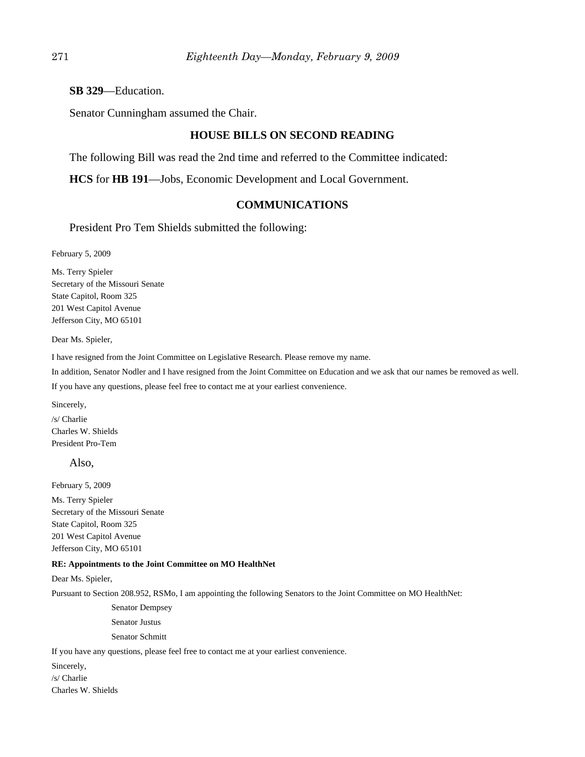**SB 329**—Education.

Senator Cunningham assumed the Chair.

## HOUSE BILLS ON SECOND READING

The following Bill was read the 2nd time and referred to the Committee indicated:

**HCS** for **HB 191**—Jobs, Economic Development and Local Government.

## COMMUNICATIONS

President Pro Tem Shields submitted the following:

February 5, 2009

Ms. Terry Spieler
Secretary of the Missouri Senate
State Capitol, Room 325
201 West Capitol Avenue
Jefferson City, MO 65101

Dear Ms. Spieler,

I have resigned from the Joint Committee on Legislative Research. Please remove my name.

In addition, Senator Nodler and I have resigned from the Joint Committee on Education and we ask that our names be removed as well.

If you have any questions, please feel free to contact me at your earliest convenience.

Sincerely,

/s/ Charlie
Charles W. Shields
President Pro-Tem

Also,

February 5, 2009

Ms. Terry Spieler
Secretary of the Missouri Senate
State Capitol, Room 325
201 West Capitol Avenue
Jefferson City, MO 65101

**RE: Appointments to the Joint Committee on MO HealthNet**

Dear Ms. Spieler,

Pursuant to Section 208.952, RSMo, I am appointing the following Senators to the Joint Committee on MO HealthNet:

Senator Dempsey

Senator Justus

Senator Schmitt

If you have any questions, please feel free to contact me at your earliest convenience.

Sincerely,

/s/ Charlie
Charles W. Shields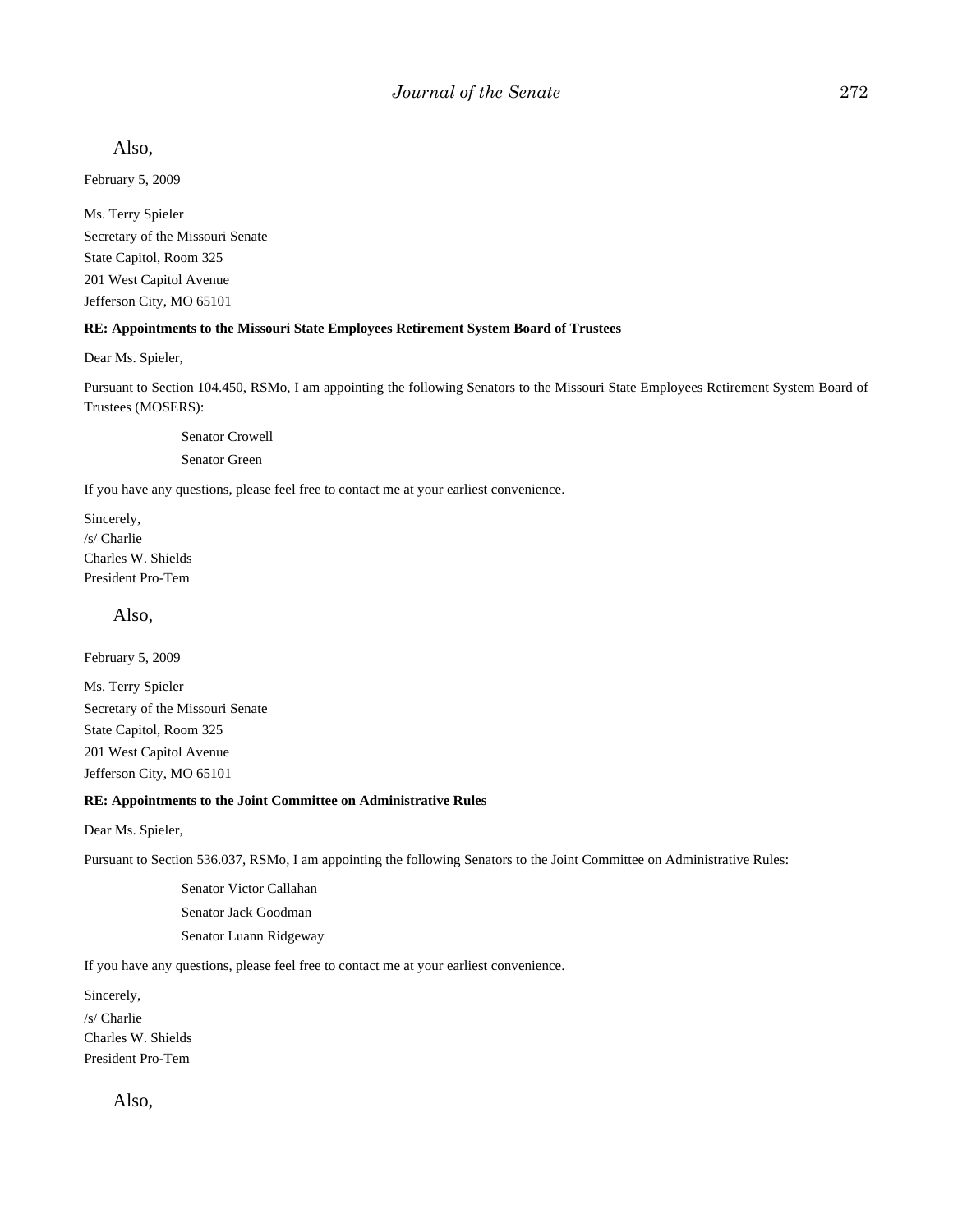Also,

February 5, 2009

Ms. Terry Spieler
Secretary of the Missouri Senate
State Capitol, Room 325
201 West Capitol Avenue
Jefferson City, MO 65101

**RE: Appointments to the Missouri State Employees Retirement System Board of Trustees**

Dear Ms. Spieler,

Pursuant to Section 104.450, RSMo, I am appointing the following Senators to the Missouri State Employees Retirement System Board of Trustees (MOSERS):

Senator Crowell
Senator Green

If you have any questions, please feel free to contact me at your earliest convenience.

Sincerely,
/s/ Charlie
Charles W. Shields
President Pro-Tem

Also,

February 5, 2009

Ms. Terry Spieler
Secretary of the Missouri Senate
State Capitol, Room 325
201 West Capitol Avenue
Jefferson City, MO 65101

**RE: Appointments to the Joint Committee on Administrative Rules**

Dear Ms. Spieler,

Pursuant to Section 536.037, RSMo, I am appointing the following Senators to the Joint Committee on Administrative Rules:

Senator Victor Callahan
Senator Jack Goodman
Senator Luann Ridgeway

If you have any questions, please feel free to contact me at your earliest convenience.

Sincerely,
/s/ Charlie
Charles W. Shields
President Pro-Tem

Also,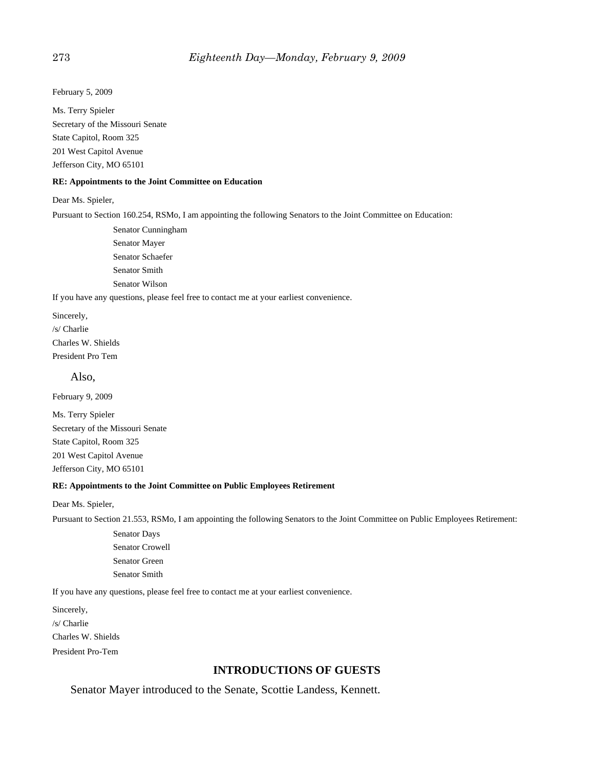February 5, 2009

Ms. Terry Spieler
Secretary of the Missouri Senate
State Capitol, Room 325
201 West Capitol Avenue
Jefferson City, MO 65101

**RE: Appointments to the Joint Committee on Education**

Dear Ms. Spieler,

Pursuant to Section 160.254, RSMo, I am appointing the following Senators to the Joint Committee on Education:

Senator Cunningham
Senator Mayer
Senator Schaefer
Senator Smith
Senator Wilson

If you have any questions, please feel free to contact me at your earliest convenience.

Sincerely,
/s/ Charlie
Charles W. Shields
President Pro Tem

Also,

February 9, 2009

Ms. Terry Spieler
Secretary of the Missouri Senate
State Capitol, Room 325
201 West Capitol Avenue
Jefferson City, MO 65101

**RE: Appointments to the Joint Committee on Public Employees Retirement**

Dear Ms. Spieler,

Pursuant to Section 21.553, RSMo, I am appointing the following Senators to the Joint Committee on Public Employees Retirement:

Senator Days
Senator Crowell
Senator Green
Senator Smith

If you have any questions, please feel free to contact me at your earliest convenience.

Sincerely,
/s/ Charlie
Charles W. Shields
President Pro-Tem

## INTRODUCTIONS OF GUESTS

Senator Mayer introduced to the Senate, Scottie Landess, Kennett.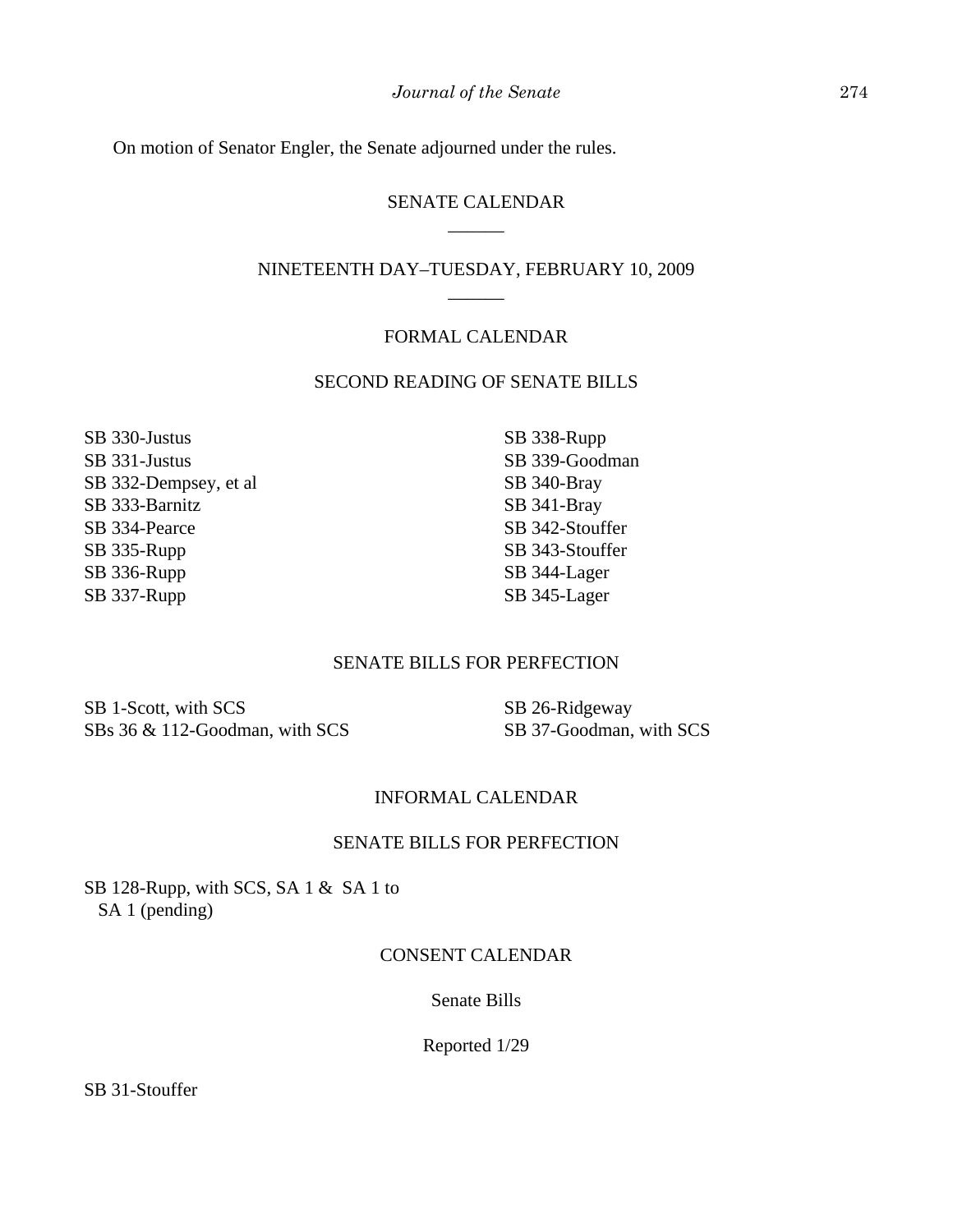On motion of Senator Engler, the Senate adjourned under the rules.

## SENATE CALENDAR

______

## NINETEENTH DAY–TUESDAY, FEBRUARY 10, 2009

______

### FORMAL CALENDAR

### SECOND READING OF SENATE BILLS

SB 330-Justus
SB 331-Justus
SB 332-Dempsey, et al
SB 333-Barnitz
SB 334-Pearce
SB 335-Rupp
SB 336-Rupp
SB 337-Rupp
SB 338-Rupp
SB 339-Goodman
SB 340-Bray
SB 341-Bray
SB 342-Stouffer
SB 343-Stouffer
SB 344-Lager
SB 345-Lager

### SENATE BILLS FOR PERFECTION

SB 1-Scott, with SCS
SBs 36 & 112-Goodman, with SCS
SB 26-Ridgeway
SB 37-Goodman, with SCS

### INFORMAL CALENDAR

### SENATE BILLS FOR PERFECTION

SB 128-Rupp, with SCS, SA 1 & SA 1 to SA 1 (pending)

### CONSENT CALENDAR

Senate Bills

Reported 1/29

SB 31-Stouffer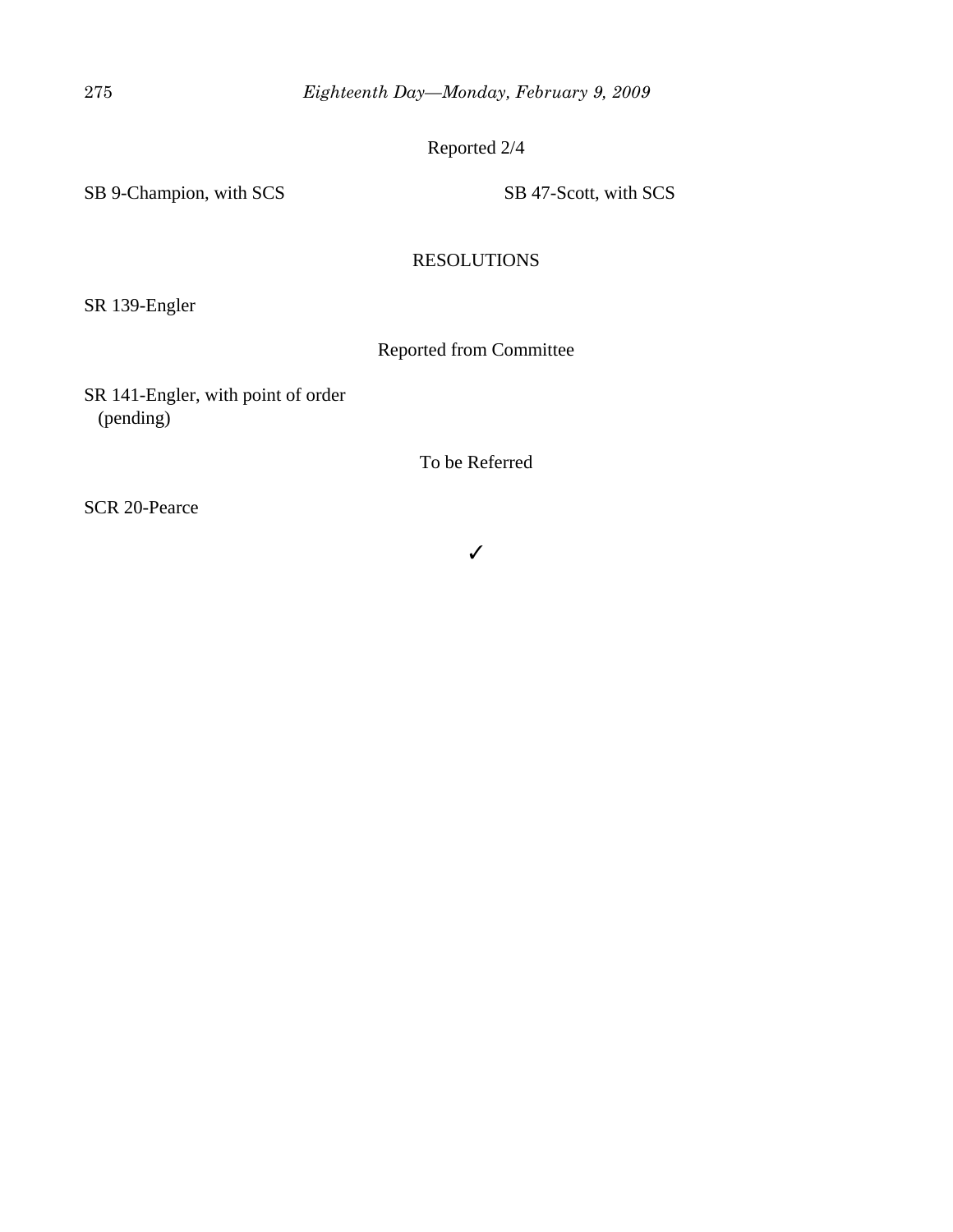Reported 2/4

SB 9-Champion, with SCS

SB 47-Scott, with SCS

RESOLUTIONS

SR 139-Engler

Reported from Committee

SR 141-Engler, with point of order (pending)

To be Referred

SCR 20-Pearce

✓